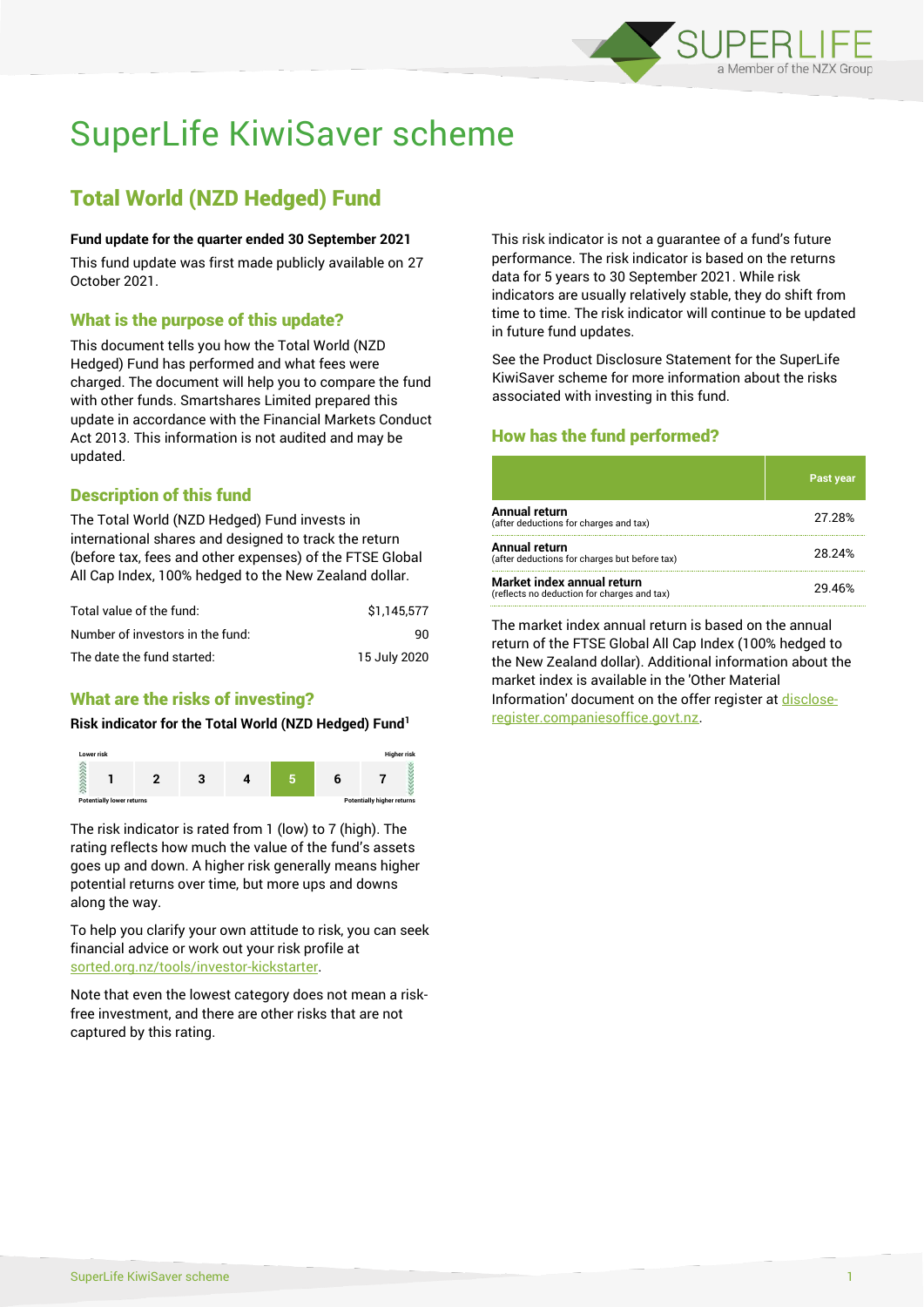# SuperLife KiwiSaver scheme

## Total World (NZD Hedged) Fund

**Fund update for the quarter ended 30 September 2021**

This fund update was first made publicly available on 27 October 2021.

### What is the purpose of this update?

This document tells you how the Total World (NZD Hedged) Fund has performed and what fees were charged. The document will help you to compare the fund with other funds. Smartshares Limited prepared this update in accordance with the Financial Markets Conduct Act 2013. This information is not audited and may be updated.

### Description of this fund

The Total World (NZD Hedged) Fund invests in international shares and designed to track the return (before tax, fees and other expenses) of the FTSE Global All Cap Index, 100% hedged to the New Zealand dollar.

| | |
|---|---|
| Total value of the fund: | $1,145,577 |
| Number of investors in the fund: | 90 |
| The date the fund started: | 15 July 2020 |

### What are the risks of investing?

**Risk indicator for the Total World (NZD Hedged) Fund[1]**

| Lower risk | | | | | | Higher risk |
|---|---|---|---|---|---|---|
| 1 | 2 | 3 | 4 | **5** | 6 | 7 |
| Potentially lower returns | | | | | | Potentially higher returns |

The risk indicator is rated from 1 (low) to 7 (high). The rating reflects how much the value of the fund's assets goes up and down. A higher risk generally means higher potential returns over time, but more ups and downs along the way.

To help you clarify your own attitude to risk, you can seek financial advice or work out your risk profile at sorted.org.nz/tools/investor-kickstarter.

Note that even the lowest category does not mean a risk-free investment, and there are other risks that are not captured by this rating.

This risk indicator is not a guarantee of a fund's future performance. The risk indicator is based on the returns data for 5 years to 30 September 2021. While risk indicators are usually relatively stable, they do shift from time to time. The risk indicator will continue to be updated in future fund updates.

See the Product Disclosure Statement for the SuperLife KiwiSaver scheme for more information about the risks associated with investing in this fund.

### How has the fund performed?

| | Past year |
|---|---|
| **Annual return** (after deductions for charges and tax) | 27.28% |
| **Annual return** (after deductions for charges but before tax) | 28.24% |
| **Market index annual return** (reflects no deduction for charges and tax) | 29.46% |

The market index annual return is based on the annual return of the FTSE Global All Cap Index (100% hedged to the New Zealand dollar). Additional information about the market index is available in the 'Other Material Information' document on the offer register at disclose-register.companiesoffice.govt.nz.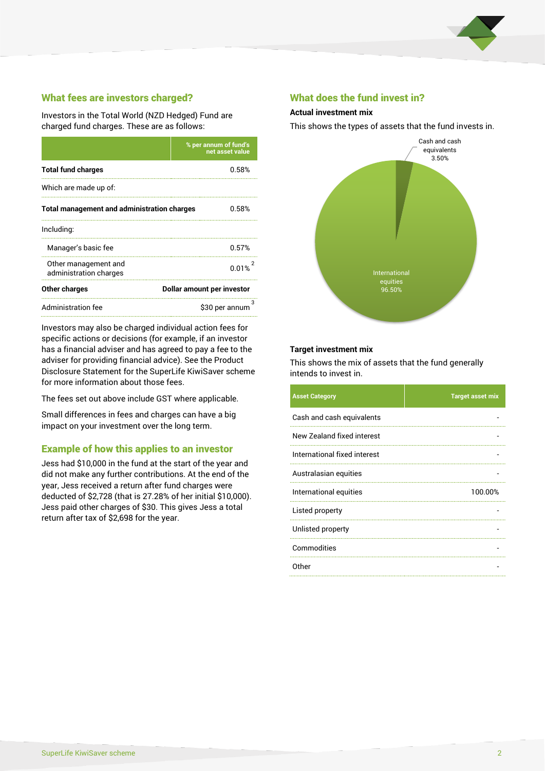## What fees are investors charged?

Investors in the Total World (NZD Hedged) Fund are charged fund charges. These are as follows:

| | % per annum of fund's net asset value |
|---|---|
| **Total fund charges** | 0.58% |
| Which are made up of: | |
| **Total management and administration charges** | 0.58% |
| Including: | |
| Manager's basic fee | 0.57% |
| Other management and administration charges | 0.01% [2] |
| **Other charges** | **Dollar amount per investor** |
| Administration fee | $30 per annum [3] |

Investors may also be charged individual action fees for specific actions or decisions (for example, if an investor has a financial adviser and has agreed to pay a fee to the adviser for providing financial advice). See the Product Disclosure Statement for the SuperLife KiwiSaver scheme for more information about those fees.

The fees set out above include GST where applicable.

Small differences in fees and charges can have a big impact on your investment over the long term.

## Example of how this applies to an investor

Jess had $10,000 in the fund at the start of the year and did not make any further contributions. At the end of the year, Jess received a return after fund charges were deducted of $2,728 (that is 27.28% of her initial $10,000). Jess paid other charges of $30. This gives Jess a total return after tax of $2,698 for the year.

## What does the fund invest in?

### Actual investment mix

This shows the types of assets that the fund invests in.

Cash and cash equivalents 3.50%

International equities 96.50%

### Target investment mix

This shows the mix of assets that the fund generally intends to invest in.

| Asset Category | Target asset mix |
|---|---|
| Cash and cash equivalents | - |
| New Zealand fixed interest | - |
| International fixed interest | - |
| Australasian equities | - |
| International equities | 100.00% |
| Listed property | - |
| Unlisted property | - |
| Commodities | - |
| Other | - |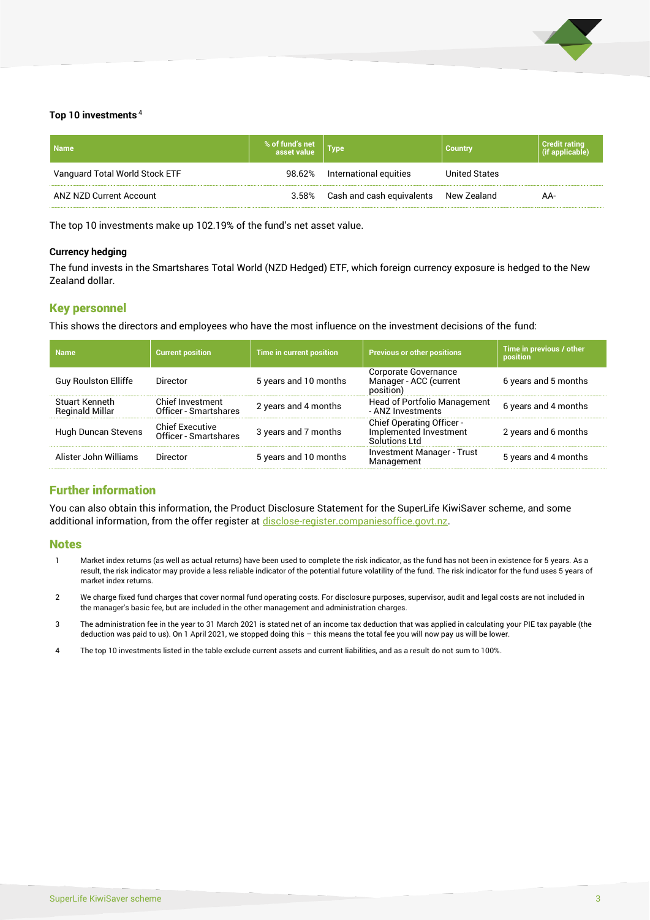### Top 10 investments [4]

| Name | % of fund's net asset value | Type | Country | Credit rating (if applicable) |
|---|---|---|---|---|
| Vanguard Total World Stock ETF | 98.62% | International equities | United States | |
| ANZ NZD Current Account | 3.58% | Cash and cash equivalents | New Zealand | AA- |

The top 10 investments make up 102.19% of the fund's net asset value.

#### Currency hedging

The fund invests in the Smartshares Total World (NZD Hedged) ETF, which foreign currency exposure is hedged to the New Zealand dollar.

## Key personnel

This shows the directors and employees who have the most influence on the investment decisions of the fund:

| Name | Current position | Time in current position | Previous or other positions | Time in previous / other position |
|---|---|---|---|---|
| Guy Roulston Elliffe | Director | 5 years and 10 months | Corporate Governance Manager - ACC (current position) | 6 years and 5 months |
| Stuart Kenneth Reginald Millar | Chief Investment Officer - Smartshares | 2 years and 4 months | Head of Portfolio Management - ANZ Investments | 6 years and 4 months |
| Hugh Duncan Stevens | Chief Executive Officer - Smartshares | 3 years and 7 months | Chief Operating Officer - Implemented Investment Solutions Ltd | 2 years and 6 months |
| Alister John Williams | Director | 5 years and 10 months | Investment Manager - Trust Management | 5 years and 4 months |

## Further information

You can also obtain this information, the Product Disclosure Statement for the SuperLife KiwiSaver scheme, and some additional information, from the offer register at disclose-register.companiesoffice.govt.nz.

## Notes

1. Market index returns (as well as actual returns) have been used to complete the risk indicator, as the fund has not been in existence for 5 years. As a result, the risk indicator may provide a less reliable indicator of the potential future volatility of the fund. The risk indicator for the fund uses 5 years of market index returns.
2. We charge fixed fund charges that cover normal fund operating costs. For disclosure purposes, supervisor, audit and legal costs are not included in the manager's basic fee, but are included in the other management and administration charges.
3. The administration fee in the year to 31 March 2021 is stated net of an income tax deduction that was applied in calculating your PIE tax payable (the deduction was paid to us). On 1 April 2021, we stopped doing this – this means the total fee you will now pay us will be lower.
4. The top 10 investments listed in the table exclude current assets and current liabilities, and as a result do not sum to 100%.